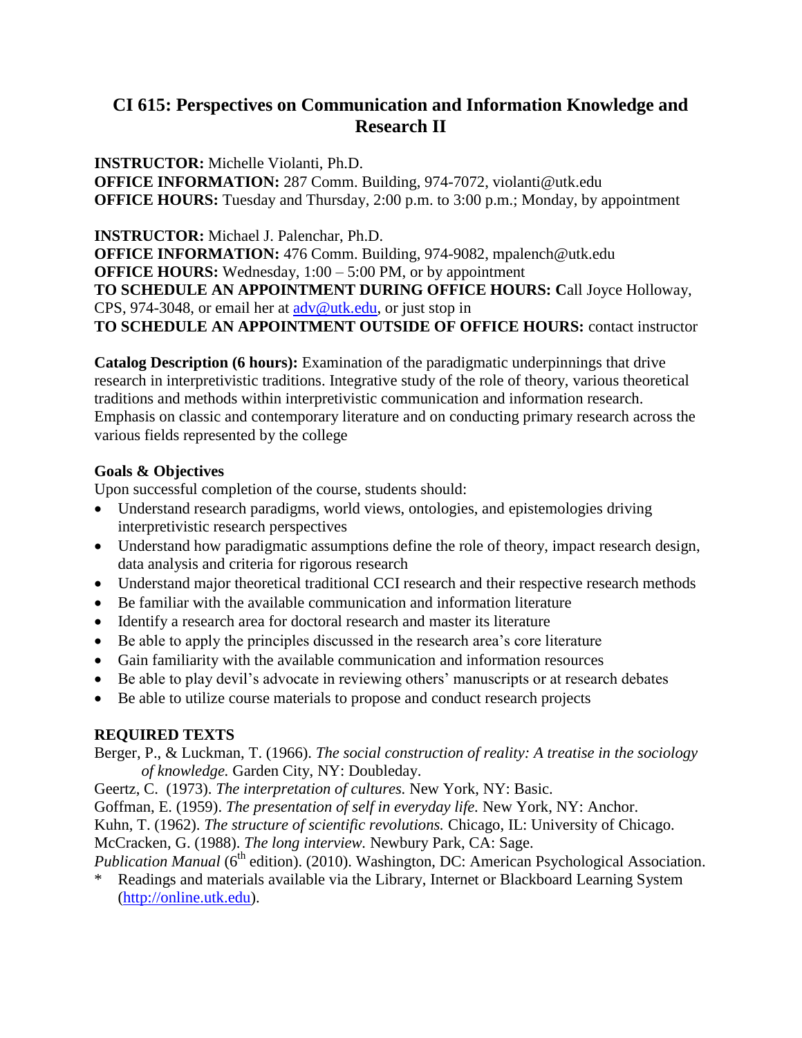# CI 615: Perspectives on Communication and Information Knowledge and Research II

**INSTRUCTOR:** Michelle Violanti, Ph.D.
**OFFICE INFORMATION:** 287 Comm. Building, 974-7072, violanti@utk.edu
**OFFICE HOURS:** Tuesday and Thursday, 2:00 p.m. to 3:00 p.m.; Monday, by appointment

**INSTRUCTOR:** Michael J. Palenchar, Ph.D.
**OFFICE INFORMATION:** 476 Comm. Building, 974-9082, mpalench@utk.edu
**OFFICE HOURS:** Wednesday, 1:00 – 5:00 PM, or by appointment
**TO SCHEDULE AN APPOINTMENT DURING OFFICE HOURS: C**all Joyce Holloway, CPS, 974-3048, or email her at adv@utk.edu, or just stop in
**TO SCHEDULE AN APPOINTMENT OUTSIDE OF OFFICE HOURS:** contact instructor

**Catalog Description (6 hours):** Examination of the paradigmatic underpinnings that drive research in interpretivistic traditions. Integrative study of the role of theory, various theoretical traditions and methods within interpretivistic communication and information research. Emphasis on classic and contemporary literature and on conducting primary research across the various fields represented by the college

### Goals & Objectives

Upon successful completion of the course, students should:

- Understand research paradigms, world views, ontologies, and epistemologies driving interpretivistic research perspectives
- Understand how paradigmatic assumptions define the role of theory, impact research design, data analysis and criteria for rigorous research
- Understand major theoretical traditional CCI research and their respective research methods
- Be familiar with the available communication and information literature
- Identify a research area for doctoral research and master its literature
- Be able to apply the principles discussed in the research area's core literature
- Gain familiarity with the available communication and information resources
- Be able to play devil's advocate in reviewing others' manuscripts or at research debates
- Be able to utilize course materials to propose and conduct research projects

### REQUIRED TEXTS

Berger, P., & Luckman, T. (1966). *The social construction of reality: A treatise in the sociology of knowledge.* Garden City, NY: Doubleday.
Geertz, C. (1973). *The interpretation of cultures.* New York, NY: Basic.
Goffman, E. (1959). *The presentation of self in everyday life.* New York, NY: Anchor.
Kuhn, T. (1962). *The structure of scientific revolutions.* Chicago, IL: University of Chicago.
McCracken, G. (1988). *The long interview.* Newbury Park, CA: Sage.
*Publication Manual* (6th edition). (2010). Washington, DC: American Psychological Association.
\* Readings and materials available via the Library, Internet or Blackboard Learning System (http://online.utk.edu).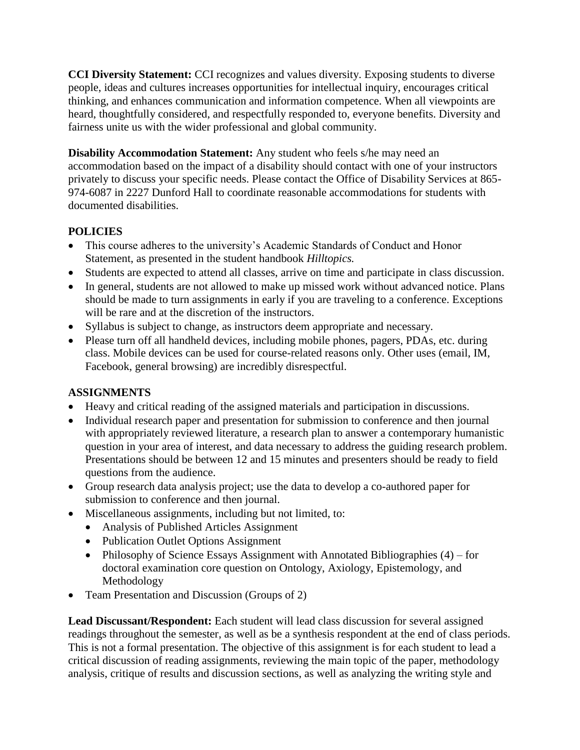**CCI Diversity Statement:** CCI recognizes and values diversity. Exposing students to diverse people, ideas and cultures increases opportunities for intellectual inquiry, encourages critical thinking, and enhances communication and information competence. When all viewpoints are heard, thoughtfully considered, and respectfully responded to, everyone benefits. Diversity and fairness unite us with the wider professional and global community.

**Disability Accommodation Statement:** Any student who feels s/he may need an accommodation based on the impact of a disability should contact with one of your instructors privately to discuss your specific needs. Please contact the Office of Disability Services at 865-974-6087 in 2227 Dunford Hall to coordinate reasonable accommodations for students with documented disabilities.

## POLICIES

- This course adheres to the university's Academic Standards of Conduct and Honor Statement, as presented in the student handbook *Hilltopics.*
- Students are expected to attend all classes, arrive on time and participate in class discussion.
- In general, students are not allowed to make up missed work without advanced notice. Plans should be made to turn assignments in early if you are traveling to a conference. Exceptions will be rare and at the discretion of the instructors.
- Syllabus is subject to change, as instructors deem appropriate and necessary.
- Please turn off all handheld devices, including mobile phones, pagers, PDAs, etc. during class. Mobile devices can be used for course-related reasons only. Other uses (email, IM, Facebook, general browsing) are incredibly disrespectful.

## ASSIGNMENTS

- Heavy and critical reading of the assigned materials and participation in discussions.
- Individual research paper and presentation for submission to conference and then journal with appropriately reviewed literature, a research plan to answer a contemporary humanistic question in your area of interest, and data necessary to address the guiding research problem. Presentations should be between 12 and 15 minutes and presenters should be ready to field questions from the audience.
- Group research data analysis project; use the data to develop a co-authored paper for submission to conference and then journal.
- Miscellaneous assignments, including but not limited, to:
  - Analysis of Published Articles Assignment
  - Publication Outlet Options Assignment
  - Philosophy of Science Essays Assignment with Annotated Bibliographies (4) – for doctoral examination core question on Ontology, Axiology, Epistemology, and Methodology
- Team Presentation and Discussion (Groups of 2)

**Lead Discussant/Respondent:** Each student will lead class discussion for several assigned readings throughout the semester, as well as be a synthesis respondent at the end of class periods. This is not a formal presentation. The objective of this assignment is for each student to lead a critical discussion of reading assignments, reviewing the main topic of the paper, methodology analysis, critique of results and discussion sections, as well as analyzing the writing style and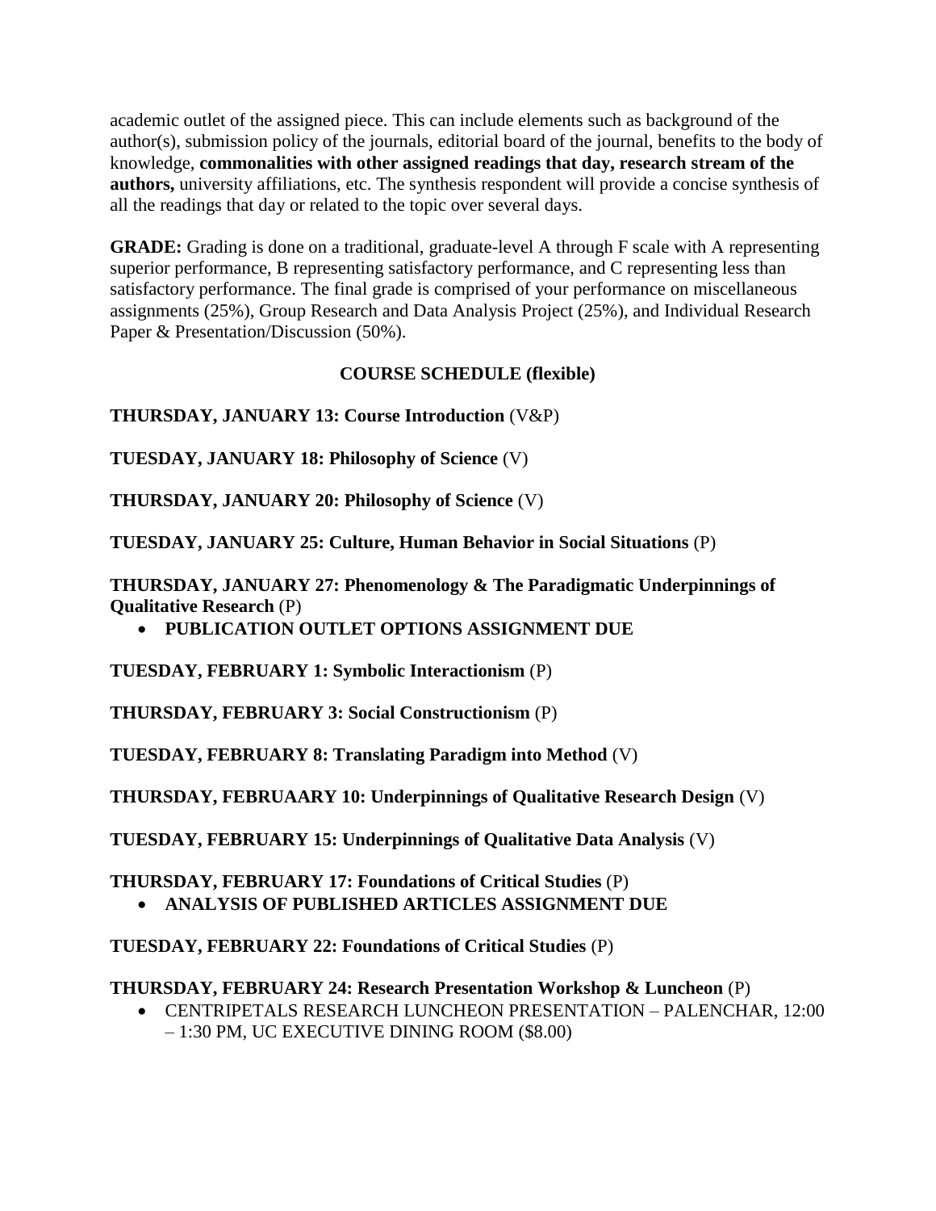academic outlet of the assigned piece. This can include elements such as background of the author(s), submission policy of the journals, editorial board of the journal, benefits to the body of knowledge, **commonalities with other assigned readings that day, research stream of the authors,** university affiliations, etc. The synthesis respondent will provide a concise synthesis of all the readings that day or related to the topic over several days.

**GRADE:** Grading is done on a traditional, graduate-level A through F scale with A representing superior performance, B representing satisfactory performance, and C representing less than satisfactory performance. The final grade is comprised of your performance on miscellaneous assignments (25%), Group Research and Data Analysis Project (25%), and Individual Research Paper & Presentation/Discussion (50%).

## COURSE SCHEDULE (flexible)

**THURSDAY, JANUARY 13: Course Introduction** (V&P)

**TUESDAY, JANUARY 18: Philosophy of Science** (V)

**THURSDAY, JANUARY 20: Philosophy of Science** (V)

**TUESDAY, JANUARY 25: Culture, Human Behavior in Social Situations** (P)

**THURSDAY, JANUARY 27: Phenomenology & The Paradigmatic Underpinnings of Qualitative Research** (P)

- **PUBLICATION OUTLET OPTIONS ASSIGNMENT DUE**

**TUESDAY, FEBRUARY 1: Symbolic Interactionism** (P)

**THURSDAY, FEBRUARY 3: Social Constructionism** (P)

**TUESDAY, FEBRUARY 8: Translating Paradigm into Method** (V)

**THURSDAY, FEBRUAARY 10: Underpinnings of Qualitative Research Design** (V)

**TUESDAY, FEBRUARY 15: Underpinnings of Qualitative Data Analysis** (V)

**THURSDAY, FEBRUARY 17: Foundations of Critical Studies** (P)

- **ANALYSIS OF PUBLISHED ARTICLES ASSIGNMENT DUE**

**TUESDAY, FEBRUARY 22: Foundations of Critical Studies** (P)

**THURSDAY, FEBRUARY 24: Research Presentation Workshop & Luncheon** (P)

- CENTRIPETALS RESEARCH LUNCHEON PRESENTATION – PALENCHAR, 12:00 – 1:30 PM, UC EXECUTIVE DINING ROOM ($8.00)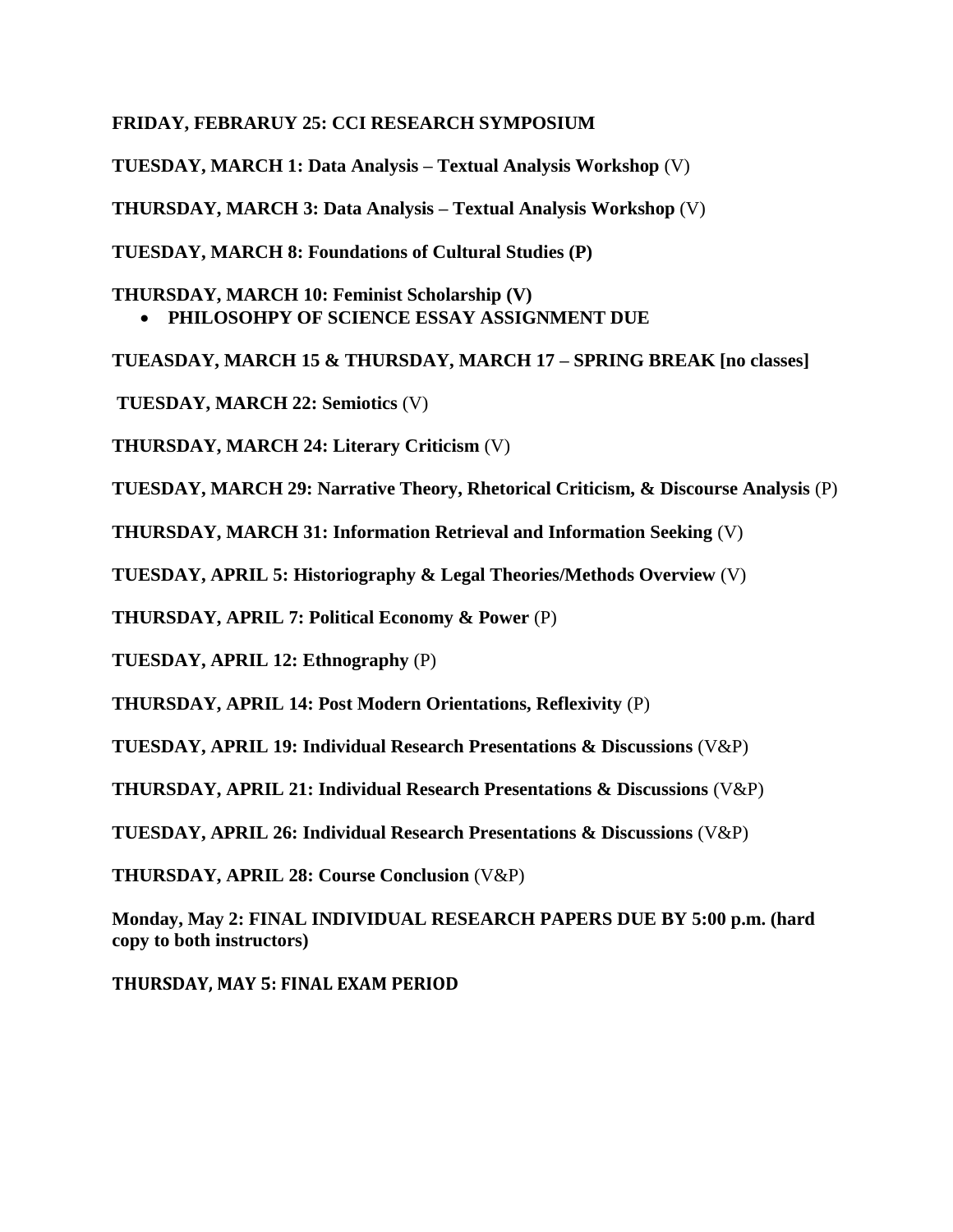**FRIDAY, FEBRARUY 25: CCI RESEARCH SYMPOSIUM**

**TUESDAY, MARCH 1: Data Analysis – Textual Analysis Workshop** (V)

**THURSDAY, MARCH 3: Data Analysis – Textual Analysis Workshop** (V)

**TUESDAY, MARCH 8: Foundations of Cultural Studies (P)**

**THURSDAY, MARCH 10: Feminist Scholarship (V)**

- **PHILOSOHPY OF SCIENCE ESSAY ASSIGNMENT DUE**

**TUEASDAY, MARCH 15 & THURSDAY, MARCH 17 – SPRING BREAK [no classes]**

**TUESDAY, MARCH 22: Semiotics** (V)

**THURSDAY, MARCH 24: Literary Criticism** (V)

**TUESDAY, MARCH 29: Narrative Theory, Rhetorical Criticism, & Discourse Analysis** (P)

**THURSDAY, MARCH 31: Information Retrieval and Information Seeking** (V)

**TUESDAY, APRIL 5: Historiography & Legal Theories/Methods Overview** (V)

**THURSDAY, APRIL 7: Political Economy & Power** (P)

**TUESDAY, APRIL 12: Ethnography** (P)

**THURSDAY, APRIL 14: Post Modern Orientations, Reflexivity** (P)

**TUESDAY, APRIL 19: Individual Research Presentations & Discussions** (V&P)

**THURSDAY, APRIL 21: Individual Research Presentations & Discussions** (V&P)

**TUESDAY, APRIL 26: Individual Research Presentations & Discussions** (V&P)

**THURSDAY, APRIL 28: Course Conclusion** (V&P)

**Monday, May 2: FINAL INDIVIDUAL RESEARCH PAPERS DUE BY 5:00 p.m. (hard copy to both instructors)**

**THURSDAY, MAY 5: FINAL EXAM PERIOD**